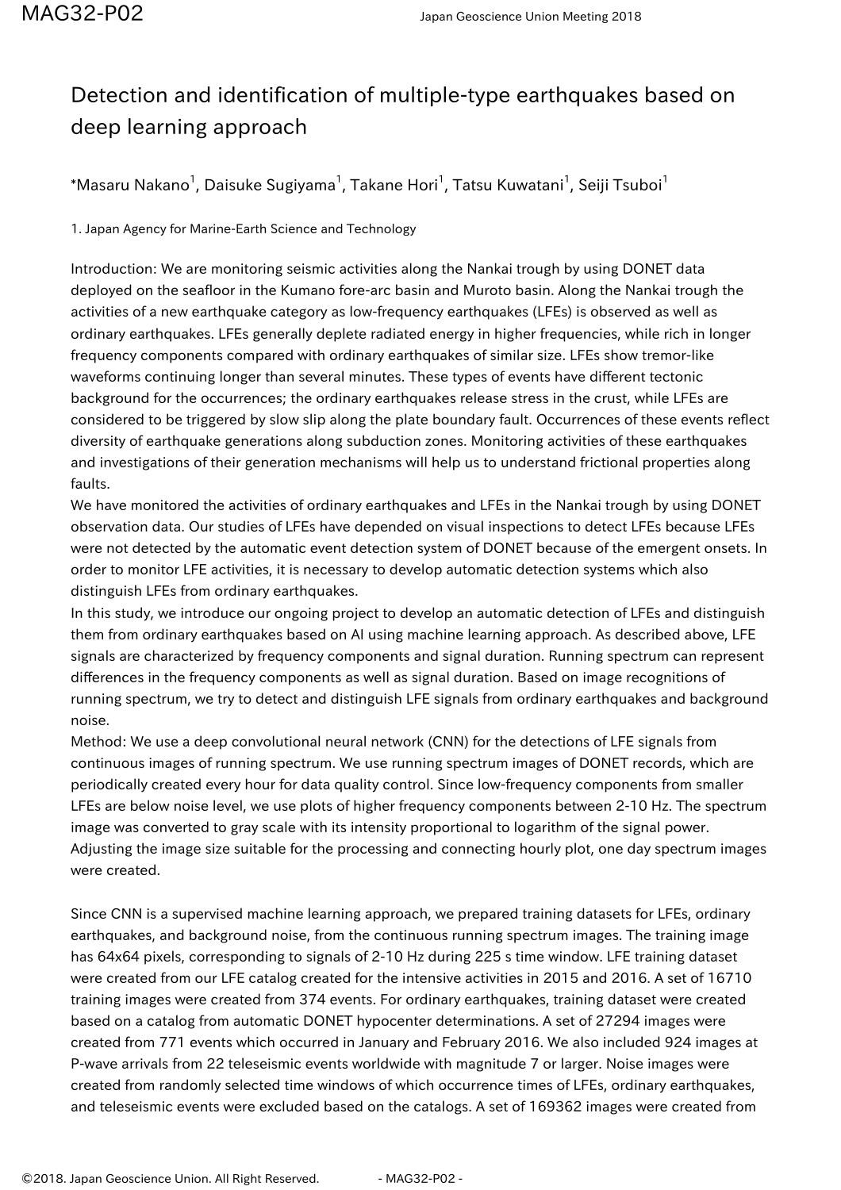# Detection and identification of multiple-type earthquakes based on deep learning approach

*Masaru Nakano[1], Daisuke Sugiyama[1], Takane Hori[1], Tatsu Kuwatani[1], Seiji Tsuboi[1]

1. Japan Agency for Marine-Earth Science and Technology

Introduction: We are monitoring seismic activities along the Nankai trough by using DONET data deployed on the seafloor in the Kumano fore-arc basin and Muroto basin. Along the Nankai trough the activities of a new earthquake category as low-frequency earthquakes (LFEs) is observed as well as ordinary earthquakes. LFEs generally deplete radiated energy in higher frequencies, while rich in longer frequency components compared with ordinary earthquakes of similar size. LFEs show tremor-like waveforms continuing longer than several minutes. These types of events have different tectonic background for the occurrences; the ordinary earthquakes release stress in the crust, while LFEs are considered to be triggered by slow slip along the plate boundary fault. Occurrences of these events reflect diversity of earthquake generations along subduction zones. Monitoring activities of these earthquakes and investigations of their generation mechanisms will help us to understand frictional properties along faults.

We have monitored the activities of ordinary earthquakes and LFEs in the Nankai trough by using DONET observation data. Our studies of LFEs have depended on visual inspections to detect LFEs because LFEs were not detected by the automatic event detection system of DONET because of the emergent onsets. In order to monitor LFE activities, it is necessary to develop automatic detection systems which also distinguish LFEs from ordinary earthquakes.

In this study, we introduce our ongoing project to develop an automatic detection of LFEs and distinguish them from ordinary earthquakes based on AI using machine learning approach. As described above, LFE signals are characterized by frequency components and signal duration. Running spectrum can represent differences in the frequency components as well as signal duration. Based on image recognitions of running spectrum, we try to detect and distinguish LFE signals from ordinary earthquakes and background noise.

Method: We use a deep convolutional neural network (CNN) for the detections of LFE signals from continuous images of running spectrum. We use running spectrum images of DONET records, which are periodically created every hour for data quality control. Since low-frequency components from smaller LFEs are below noise level, we use plots of higher frequency components between 2-10 Hz. The spectrum image was converted to gray scale with its intensity proportional to logarithm of the signal power. Adjusting the image size suitable for the processing and connecting hourly plot, one day spectrum images were created.

Since CNN is a supervised machine learning approach, we prepared training datasets for LFEs, ordinary earthquakes, and background noise, from the continuous running spectrum images. The training image has 64x64 pixels, corresponding to signals of 2-10 Hz during 225 s time window. LFE training dataset were created from our LFE catalog created for the intensive activities in 2015 and 2016. A set of 16710 training images were created from 374 events. For ordinary earthquakes, training dataset were created based on a catalog from automatic DONET hypocenter determinations. A set of 27294 images were created from 771 events which occurred in January and February 2016. We also included 924 images at P-wave arrivals from 22 teleseismic events worldwide with magnitude 7 or larger. Noise images were created from randomly selected time windows of which occurrence times of LFEs, ordinary earthquakes, and teleseismic events were excluded based on the catalogs. A set of 169362 images were created from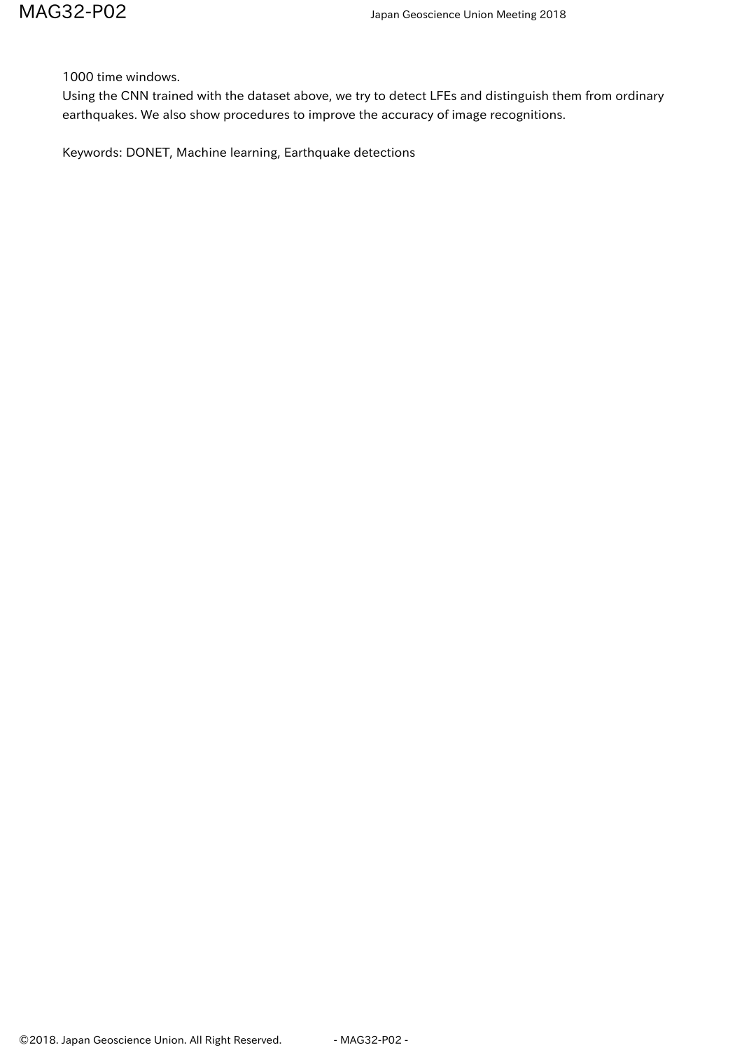1000 time windows.
Using the CNN trained with the dataset above, we try to detect LFEs and distinguish them from ordinary earthquakes. We also show procedures to improve the accuracy of image recognitions.

Keywords: DONET, Machine learning, Earthquake detections